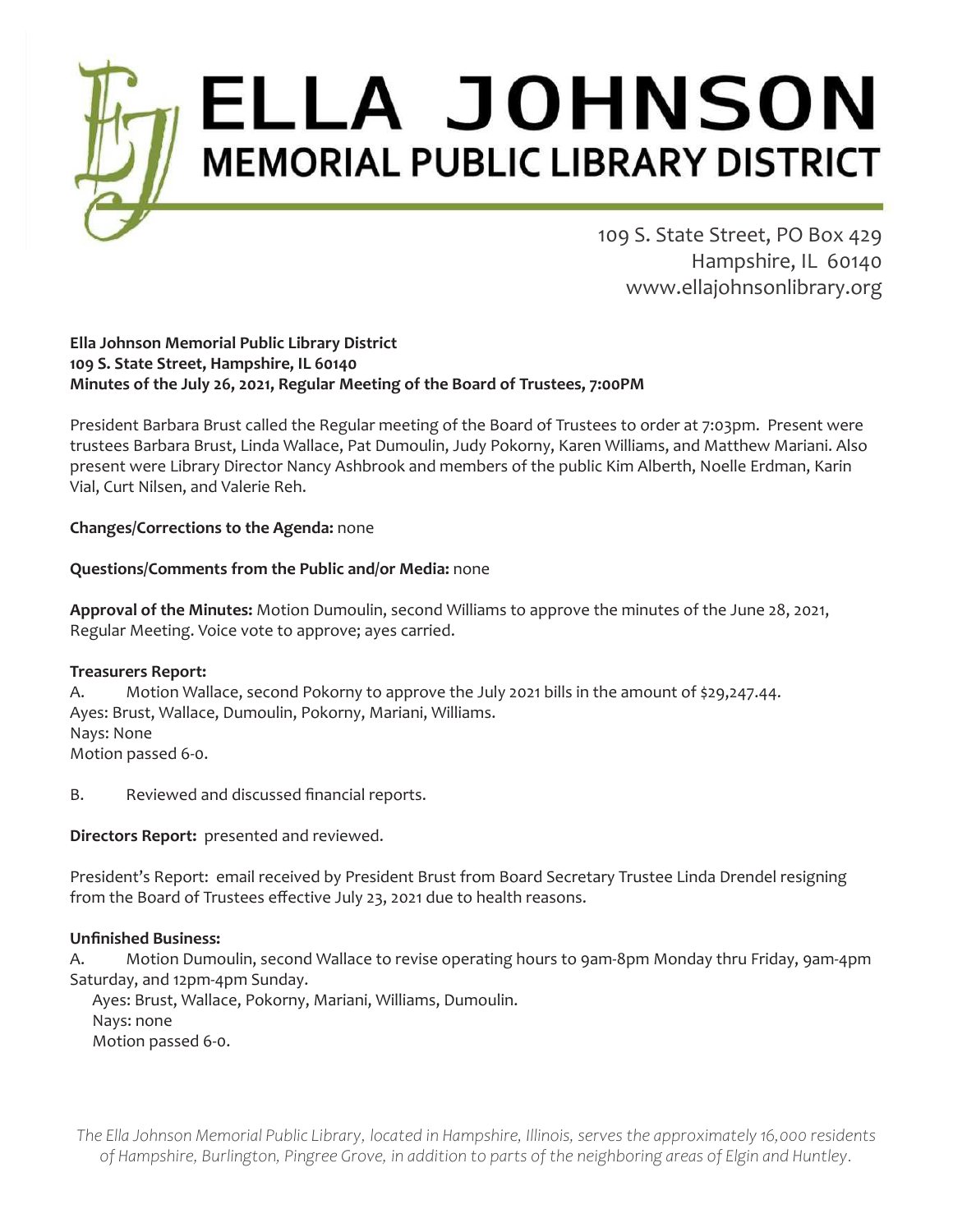# ELLA JOHNSON
## MEMORIAL PUBLIC LIBRARY DISTRICT

109 S. State Street, PO Box 429
Hampshire, IL 60140
www.ellajohnsonlibrary.org

**Ella Johnson Memorial Public Library District**
**109 S. State Street, Hampshire, IL 60140**
**Minutes of the July 26, 2021, Regular Meeting of the Board of Trustees, 7:00PM**

President Barbara Brust called the Regular meeting of the Board of Trustees to order at 7:03pm. Present were trustees Barbara Brust, Linda Wallace, Pat Dumoulin, Judy Pokorny, Karen Williams, and Matthew Mariani. Also present were Library Director Nancy Ashbrook and members of the public Kim Alberth, Noelle Erdman, Karin Vial, Curt Nilsen, and Valerie Reh.

**Changes/Corrections to the Agenda:** none

**Questions/Comments from the Public and/or Media:** none

**Approval of the Minutes:** Motion Dumoulin, second Williams to approve the minutes of the June 28, 2021, Regular Meeting. Voice vote to approve; ayes carried.

**Treasurers Report:**

A. Motion Wallace, second Pokorny to approve the July 2021 bills in the amount of $29,247.44.
Ayes: Brust, Wallace, Dumoulin, Pokorny, Mariani, Williams.
Nays: None
Motion passed 6-0.

B. Reviewed and discussed financial reports.

**Directors Report:** presented and reviewed.

President's Report: email received by President Brust from Board Secretary Trustee Linda Drendel resigning from the Board of Trustees effective July 23, 2021 due to health reasons.

**Unfinished Business:**

A. Motion Dumoulin, second Wallace to revise operating hours to 9am-8pm Monday thru Friday, 9am-4pm Saturday, and 12pm-4pm Sunday.
Ayes: Brust, Wallace, Pokorny, Mariani, Williams, Dumoulin.
Nays: none
Motion passed 6-0.

*The Ella Johnson Memorial Public Library, located in Hampshire, Illinois, serves the approximately 16,000 residents of Hampshire, Burlington, Pingree Grove, in addition to parts of the neighboring areas of Elgin and Huntley.*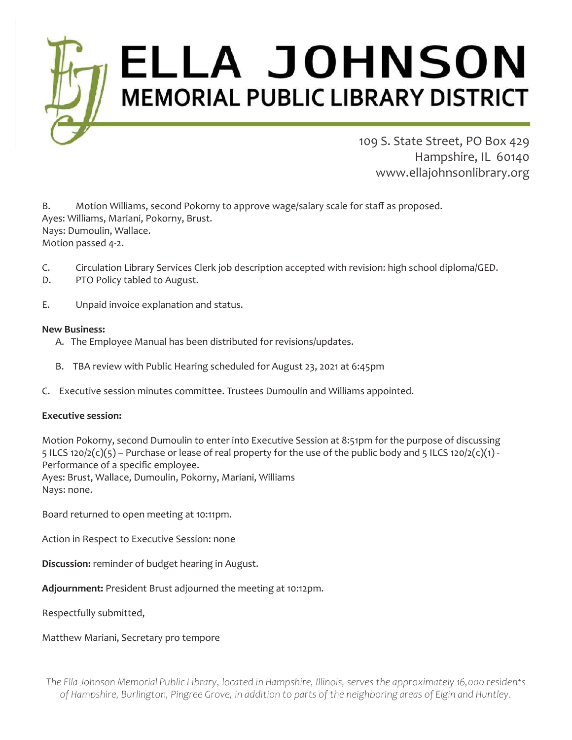# ELLA JOHNSON MEMORIAL PUBLIC LIBRARY DISTRICT

109 S. State Street, PO Box 429
Hampshire, IL 60140
www.ellajohnsonlibrary.org

B. Motion Williams, second Pokorny to approve wage/salary scale for staff as proposed.
Ayes: Williams, Mariani, Pokorny, Brust.
Nays: Dumoulin, Wallace.
Motion passed 4-2.

C. Circulation Library Services Clerk job description accepted with revision: high school diploma/GED.
D. PTO Policy tabled to August.

E. Unpaid invoice explanation and status.

**New Business:**

A. The Employee Manual has been distributed for revisions/updates.

B. TBA review with Public Hearing scheduled for August 23, 2021 at 6:45pm

C. Executive session minutes committee. Trustees Dumoulin and Williams appointed.

**Executive session:**

Motion Pokorny, second Dumoulin to enter into Executive Session at 8:51pm for the purpose of discussing 5 ILCS 120/2(c)(5) – Purchase or lease of real property for the use of the public body and 5 ILCS 120/2(c)(1) - Performance of a specific employee.
Ayes: Brust, Wallace, Dumoulin, Pokorny, Mariani, Williams
Nays: none.

Board returned to open meeting at 10:11pm.

Action in Respect to Executive Session: none

**Discussion:** reminder of budget hearing in August.

**Adjournment:** President Brust adjourned the meeting at 10:12pm.

Respectfully submitted,

Matthew Mariani, Secretary pro tempore

*The Ella Johnson Memorial Public Library, located in Hampshire, Illinois, serves the approximately 16,000 residents of Hampshire, Burlington, Pingree Grove, in addition to parts of the neighboring areas of Elgin and Huntley.*